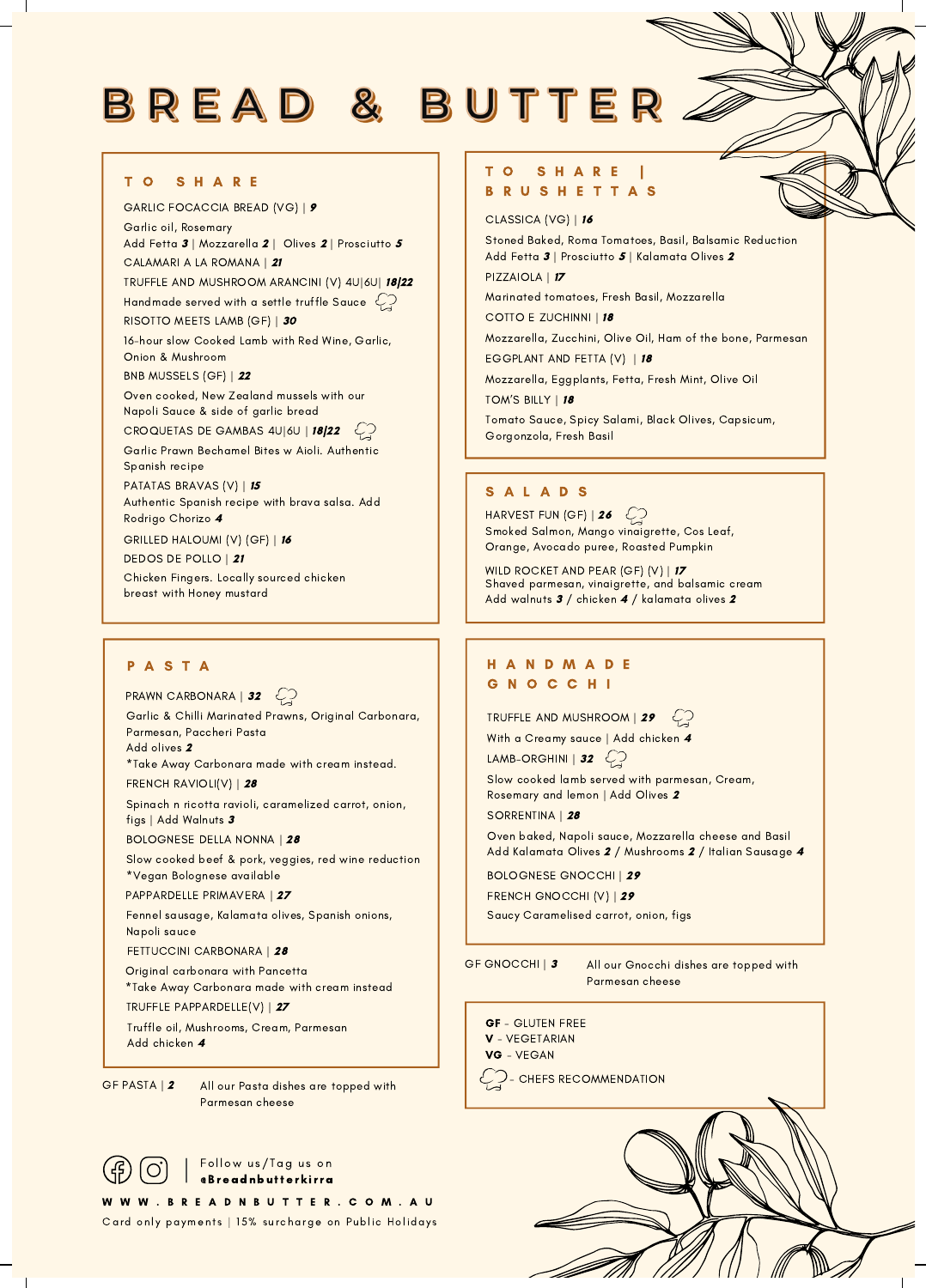# BREAD & BUTTER

## TO SHARE

GARLIC FOCACCIA BREAD (VG) | ***9***

Garlic oil, Rosemary
Add Fetta ***3*** | Mozzarella ***2*** | Olives ***2*** | Prosciutto ***5***

CALAMARI A LA ROMANA | ***21***

TRUFFLE AND MUSHROOM ARANCINI (V) 4U|6U| ***18|22***

Handmade served with a settle truffle Sauce 🗨

RISOTTO MEETS LAMB (GF) | ***30***

16-hour slow Cooked Lamb with Red Wine, Garlic, Onion & Mushroom

BNB MUSSELS (GF) | ***22***

Oven cooked, New Zealand mussels with our Napoli Sauce & side of garlic bread

CROQUETAS DE GAMBAS 4U|6U | ***18|22*** 🗨

Garlic Prawn Bechamel Bites w Aioli. Authentic Spanish recipe

PATATAS BRAVAS (V) | ***15***

Authentic Spanish recipe with brava salsa. Add Rodrigo Chorizo ***4***

GRILLED HALOUMI (V) (GF) | ***16***

DEDOS DE POLLO | ***21***

Chicken Fingers. Locally sourced chicken breast with Honey mustard

## PASTA

PRAWN CARBONARA | ***32*** 🗨

Garlic & Chilli Marinated Prawns, Original Carbonara, Parmesan, Paccheri Pasta
Add olives ***2***
*Take Away Carbonara made with cream instead.

FRENCH RAVIOLI(V) | ***28***

Spinach n ricotta ravioli, caramelized carrot, onion, figs | Add Walnuts ***3***

BOLOGNESE DELLA NONNA | ***28***

Slow cooked beef & pork, veggies, red wine reduction
*Vegan Bolognese available

PAPPARDELLE PRIMAVERA | ***27***

Fennel sausage, Kalamata olives, Spanish onions, Napoli sauce

FETTUCCINI CARBONARA | ***28***

Original carbonara with Pancetta
*Take Away Carbonara made with cream instead

TRUFFLE PAPPARDELLE(V) | ***27***

Truffle oil, Mushrooms, Cream, Parmesan
Add chicken ***4***

GF PASTA | ***2*** — All our Pasta dishes are topped with Parmesan cheese

## TO SHARE | BRUSHETTAS

CLASSICA (VG) | ***16***

Stoned Baked, Roma Tomatoes, Basil, Balsamic Reduction
Add Fetta ***3*** | Prosciutto ***5*** | Kalamata Olives ***2***

PIZZAIOLA | ***17***

Marinated tomatoes, Fresh Basil, Mozzarella

COTTO E ZUCHINNI | ***18***

Mozzarella, Zucchini, Olive Oil, Ham of the bone, Parmesan

EGGPLANT AND FETTA (V) | ***18***

Mozzarella, Eggplants, Fetta, Fresh Mint, Olive Oil

TOM'S BILLY | ***18***

Tomato Sauce, Spicy Salami, Black Olives, Capsicum, Gorgonzola, Fresh Basil

## SALADS

HARVEST FUN (GF) | ***26*** 🗨

Smoked Salmon, Mango vinaigrette, Cos Leaf, Orange, Avocado puree, Roasted Pumpkin

WILD ROCKET AND PEAR (GF) (V) | ***17***

Shaved parmesan, vinaigrette, and balsamic cream
Add walnuts ***3*** / chicken ***4*** / kalamata olives ***2***

## HANDMADE GNOCCHI

TRUFFLE AND MUSHROOM | ***29*** 🗨

With a Creamy sauce | Add chicken ***4***

LAMB-ORGHINI | ***32*** 🗨

Slow cooked lamb served with parmesan, Cream, Rosemary and lemon | Add Olives ***2***

SORRENTINA | ***28***

Oven baked, Napoli sauce, Mozzarella cheese and Basil
Add Kalamata Olives ***2*** / Mushrooms ***2*** / Italian Sausage ***4***

BOLOGNESE GNOCCHI | ***29***

FRENCH GNOCCHI (V) | ***29***

Saucy Caramelised carrot, onion, figs

GF GNOCCHI | ***3*** — All our Gnocchi dishes are topped with Parmesan cheese

**GF** - GLUTEN FREE
**V** - VEGETARIAN
**VG** - VEGAN
🗨 - CHEFS RECOMMENDATION

Follow us/Tag us on **@Breadnbutterkirra**

WWW.BREADNBUTTER.COM.AU

Card only payments | 15% surcharge on Public Holidays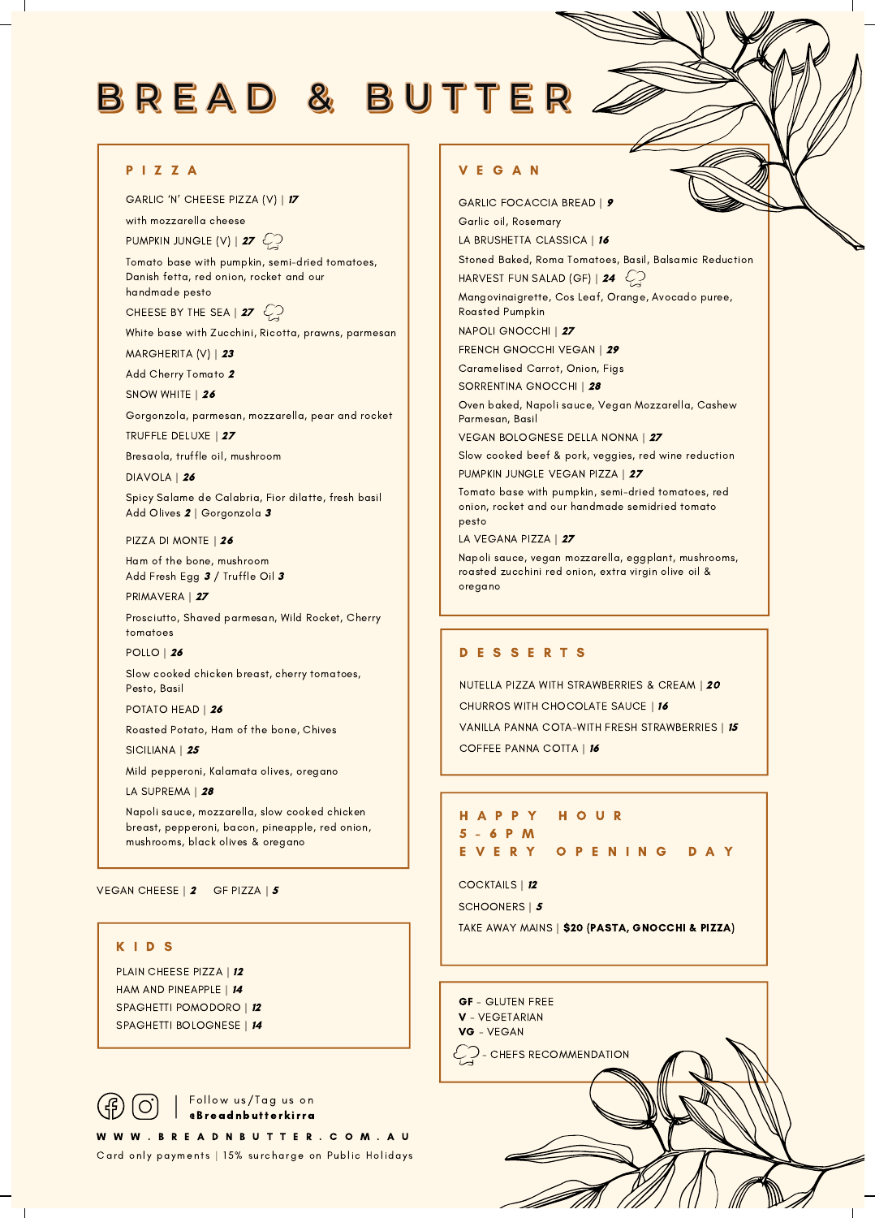# BREAD & BUTTER

## PIZZA

GARLIC 'N' CHEESE PIZZA (V) | ***17***

with mozzarella cheese

PUMPKIN JUNGLE (V) | ***27***

Tomato base with pumpkin, semi-dried tomatoes, Danish fetta, red onion, rocket and our handmade pesto

CHEESE BY THE SEA | ***27***

White base with Zucchini, Ricotta, prawns, parmesan

MARGHERITA (V) | ***23***

Add Cherry Tomato ***2***

SNOW WHITE | ***26***

Gorgonzola, parmesan, mozzarella, pear and rocket

TRUFFLE DELUXE | ***27***

Bresaola, truffle oil, mushroom

DIAVOLA | ***26***

Spicy Salame de Calabria, Fior dilatte, fresh basil
Add Olives ***2*** | Gorgonzola ***3***

PIZZA DI MONTE | ***26***

Ham of the bone, mushroom
Add Fresh Egg ***3*** / Truffle Oil ***3***

PRIMAVERA | ***27***

Prosciutto, Shaved parmesan, Wild Rocket, Cherry tomatoes

POLLO | ***26***

Slow cooked chicken breast, cherry tomatoes, Pesto, Basil

POTATO HEAD | ***26***

Roasted Potato, Ham of the bone, Chives

SICILIANA | ***25***

Mild pepperoni, Kalamata olives, oregano

LA SUPREMA | ***28***

Napoli sauce, mozzarella, slow cooked chicken breast, pepperoni, bacon, pineapple, red onion, mushrooms, black olives & oregano

VEGAN CHEESE | ***2*** GF PIZZA | ***5***

## KIDS

PLAIN CHEESE PIZZA | ***12***

HAM AND PINEAPPLE | ***14***

SPAGHETTI POMODORO | ***12***

SPAGHETTI BOLOGNESE | ***14***

## VEGAN

GARLIC FOCACCIA BREAD | ***9***

Garlic oil, Rosemary

LA BRUSHETTA CLASSICA | ***16***

Stoned Baked, Roma Tomatoes, Basil, Balsamic Reduction

HARVEST FUN SALAD (GF) | ***24***

Mangovinaigrette, Cos Leaf, Orange, Avocado puree, Roasted Pumpkin

NAPOLI GNOCCHI | ***27***

FRENCH GNOCCHI VEGAN | ***29***

Caramelised Carrot, Onion, Figs

SORRENTINA GNOCCHI | ***28***

Oven baked, Napoli sauce, Vegan Mozzarella, Cashew Parmesan, Basil

VEGAN BOLOGNESE DELLA NONNA | ***27***

Slow cooked beef & pork, veggies, red wine reduction

PUMPKIN JUNGLE VEGAN PIZZA | ***27***

Tomato base with pumpkin, semi-dried tomatoes, red onion, rocket and our handmade semidried tomato pesto

LA VEGANA PIZZA | ***27***

Napoli sauce, vegan mozzarella, eggplant, mushrooms, roasted zucchini red onion, extra virgin olive oil & oregano

## DESSERTS

NUTELLA PIZZA WITH STRAWBERRIES & CREAM | ***20***

CHURROS WITH CHOCOLATE SAUCE | ***16***

VANILLA PANNA COTA-WITH FRESH STRAWBERRIES | ***15***

COFFEE PANNA COTTA | ***16***

## HAPPY HOUR 5 - 6 PM EVERY OPENING DAY

COCKTAILS | ***12***

SCHOONERS | ***5***

TAKE AWAY MAINS | **$20 (PASTA, GNOCCHI & PIZZA)**

**GF** - GLUTEN FREE
**V** - VEGETARIAN
**VG** - VEGAN
- CHEFS RECOMMENDATION

Follow us/Tag us on **@Breadnbutterkirra**

**WWW.BREADNBUTTER.COM.AU**

Card only payments | 15% surcharge on Public Holidays